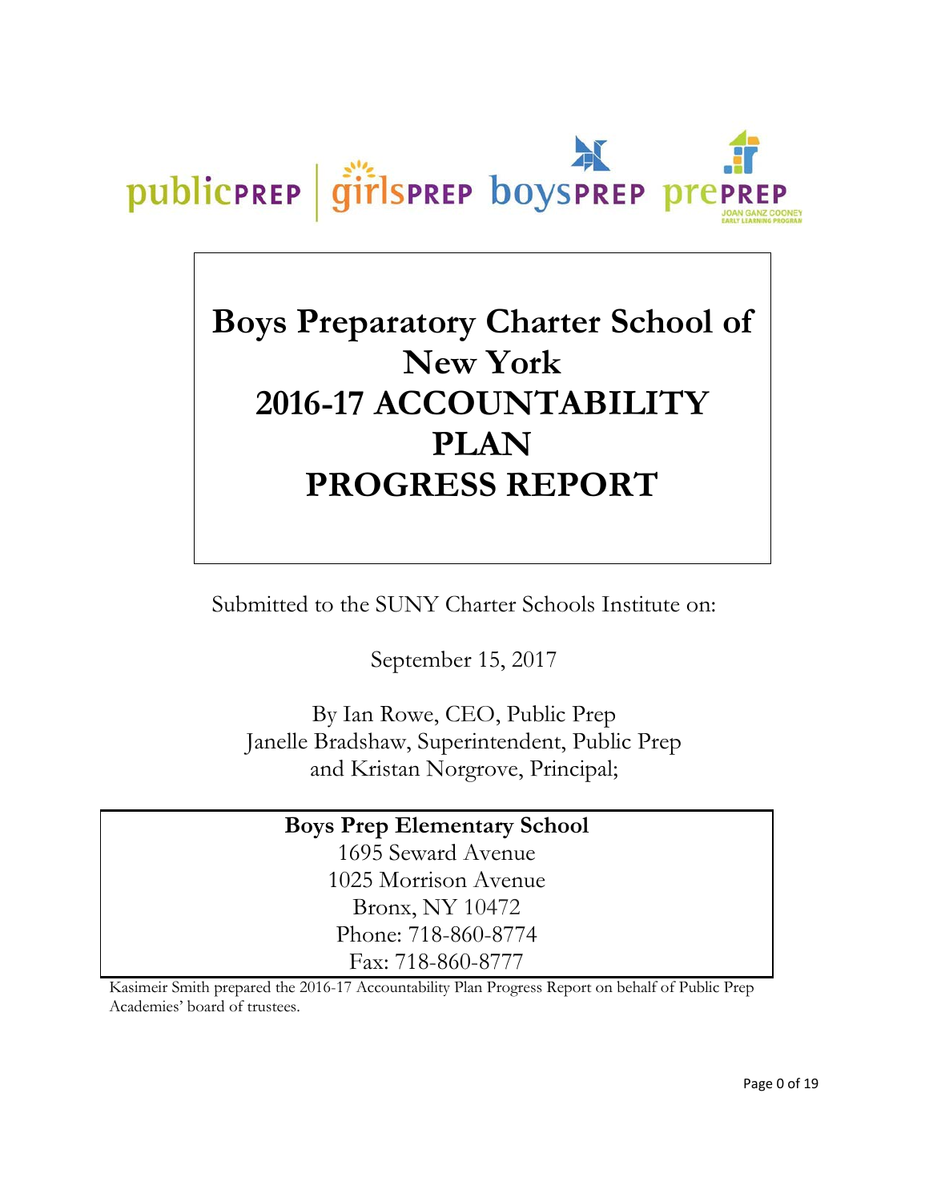publicPREP | girlsPREP boysPREP prePREP JOAN GANZ COONEY EARLY LEARNING PROGRAM

# Boys Preparatory Charter School of New York 2016-17 ACCOUNTABILITY PLAN PROGRESS REPORT

Submitted to the SUNY Charter Schools Institute on:

September 15, 2017

By Ian Rowe, CEO, Public Prep
Janelle Bradshaw, Superintendent, Public Prep
and Kristan Norgrove, Principal;

**Boys Prep Elementary School**
1695 Seward Avenue
1025 Morrison Avenue
Bronx, NY 10472
Phone: 718-860-8774
Fax: 718-860-8777

Kasimeir Smith prepared the 2016-17 Accountability Plan Progress Report on behalf of Public Prep Academies' board of trustees.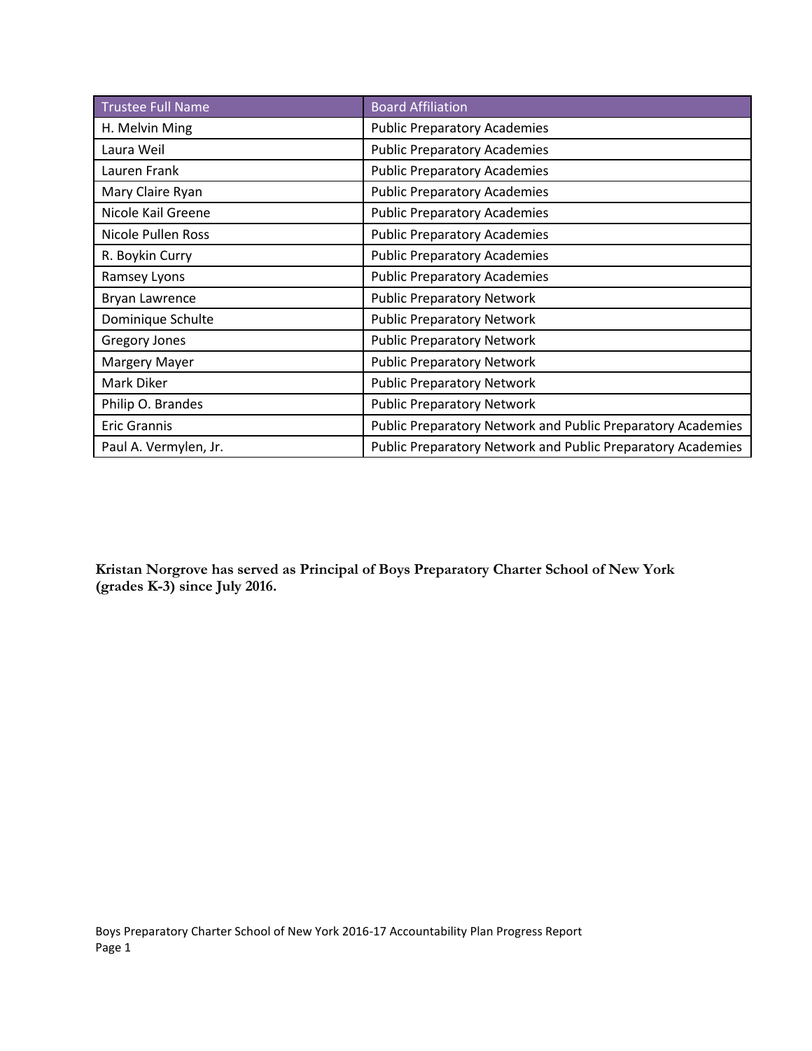| Trustee Full Name | Board Affiliation |
| --- | --- |
| H. Melvin Ming | Public Preparatory Academies |
| Laura Weil | Public Preparatory Academies |
| Lauren Frank | Public Preparatory Academies |
| Mary Claire Ryan | Public Preparatory Academies |
| Nicole Kail Greene | Public Preparatory Academies |
| Nicole Pullen Ross | Public Preparatory Academies |
| R. Boykin Curry | Public Preparatory Academies |
| Ramsey Lyons | Public Preparatory Academies |
| Bryan Lawrence | Public Preparatory Network |
| Dominique Schulte | Public Preparatory Network |
| Gregory Jones | Public Preparatory Network |
| Margery Mayer | Public Preparatory Network |
| Mark Diker | Public Preparatory Network |
| Philip O. Brandes | Public Preparatory Network |
| Eric Grannis | Public Preparatory Network and Public Preparatory Academies |
| Paul A. Vermylen, Jr. | Public Preparatory Network and Public Preparatory Academies |

**Kristan Norgrove has served as Principal of Boys Preparatory Charter School of New York (grades K-3) since July 2016.**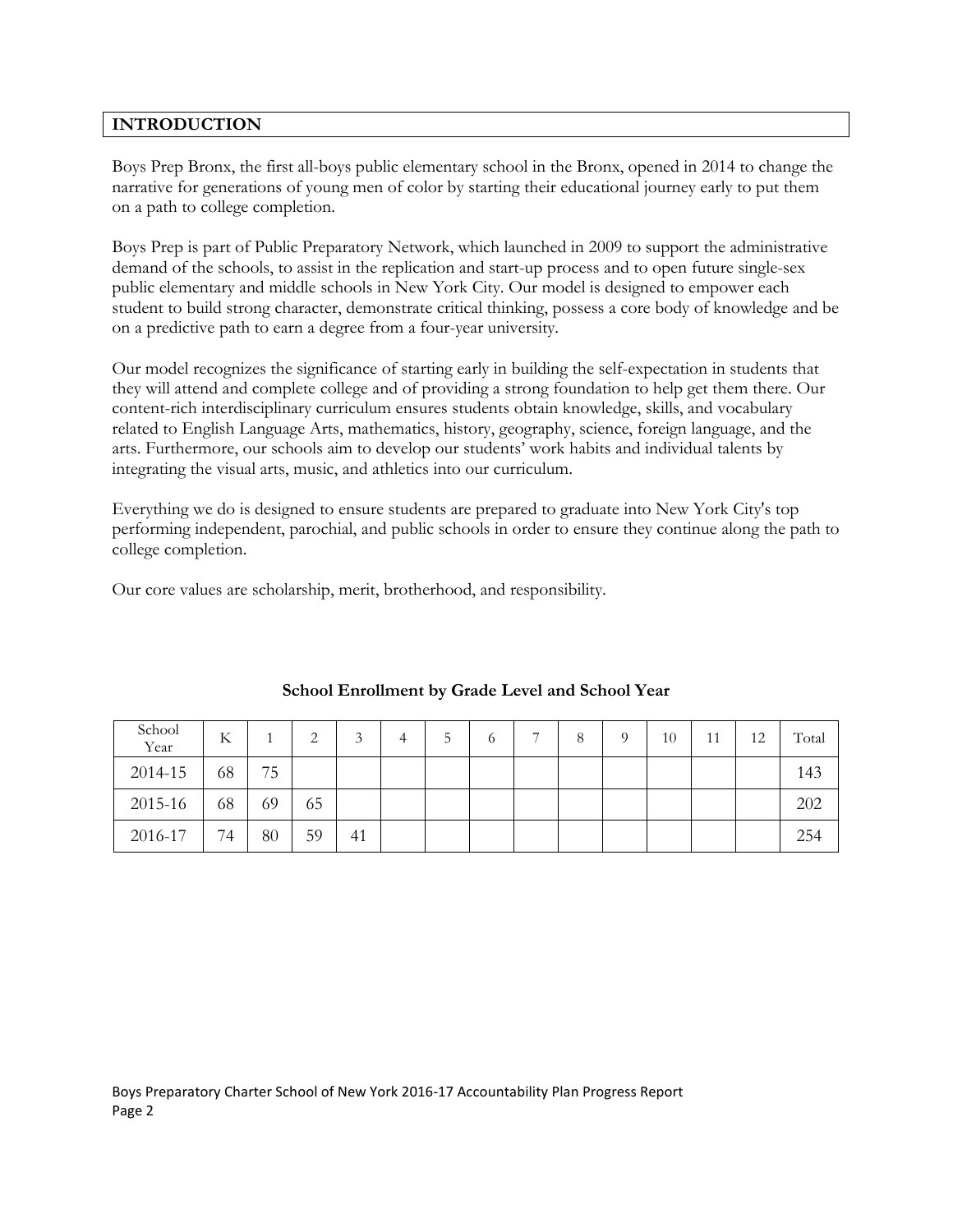## INTRODUCTION

Boys Prep Bronx, the first all-boys public elementary school in the Bronx, opened in 2014 to change the narrative for generations of young men of color by starting their educational journey early to put them on a path to college completion.

Boys Prep is part of Public Preparatory Network, which launched in 2009 to support the administrative demand of the schools, to assist in the replication and start-up process and to open future single-sex public elementary and middle schools in New York City. Our model is designed to empower each student to build strong character, demonstrate critical thinking, possess a core body of knowledge and be on a predictive path to earn a degree from a four-year university.

Our model recognizes the significance of starting early in building the self-expectation in students that they will attend and complete college and of providing a strong foundation to help get them there. Our content-rich interdisciplinary curriculum ensures students obtain knowledge, skills, and vocabulary related to English Language Arts, mathematics, history, geography, science, foreign language, and the arts. Furthermore, our schools aim to develop our students' work habits and individual talents by integrating the visual arts, music, and athletics into our curriculum.

Everything we do is designed to ensure students are prepared to graduate into New York City's top performing independent, parochial, and public schools in order to ensure they continue along the path to college completion.

Our core values are scholarship, merit, brotherhood, and responsibility.

**School Enrollment by Grade Level and School Year**

| School Year | K | 1 | 2 | 3 | 4 | 5 | 6 | 7 | 8 | 9 | 10 | 11 | 12 | Total |
|---|---|---|---|---|---|---|---|---|---|---|---|---|---|---|
| 2014-15 | 68 | 75 | | | | | | | | | | | | 143 |
| 2015-16 | 68 | 69 | 65 | | | | | | | | | | | 202 |
| 2016-17 | 74 | 80 | 59 | 41 | | | | | | | | | | 254 |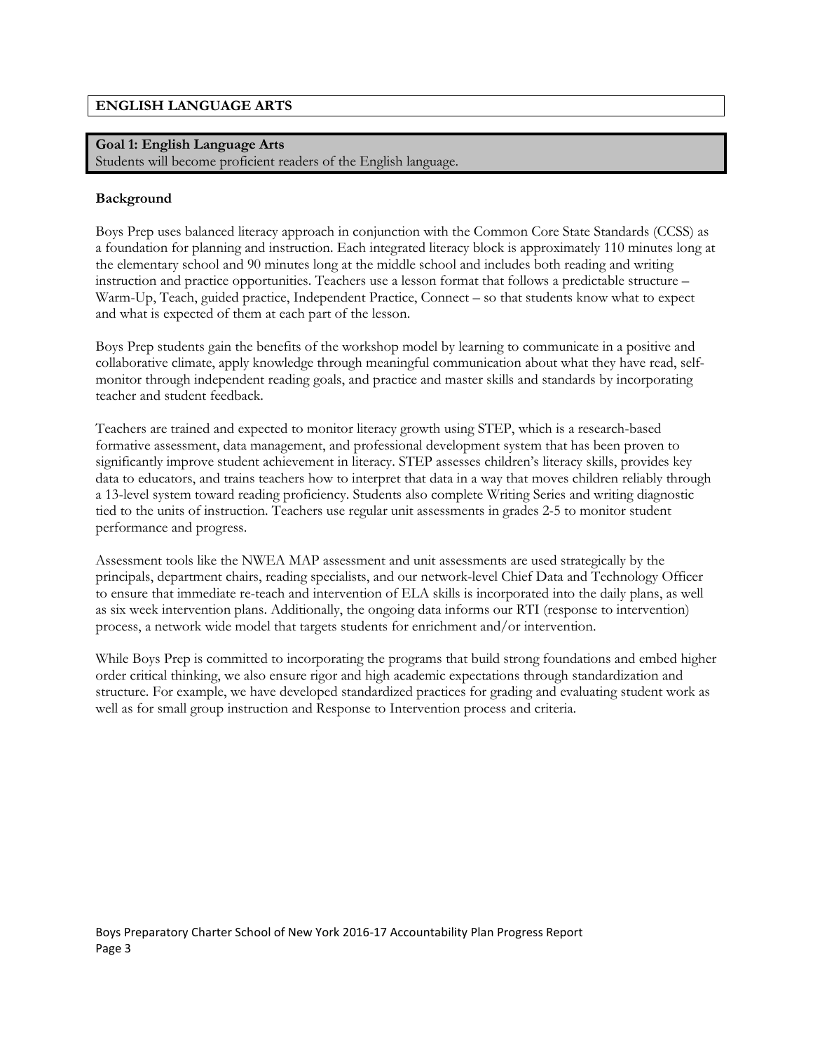## ENGLISH LANGUAGE ARTS

### Goal 1: English Language Arts

Students will become proficient readers of the English language.

**Background**

Boys Prep uses balanced literacy approach in conjunction with the Common Core State Standards (CCSS) as a foundation for planning and instruction. Each integrated literacy block is approximately 110 minutes long at the elementary school and 90 minutes long at the middle school and includes both reading and writing instruction and practice opportunities. Teachers use a lesson format that follows a predictable structure – Warm-Up, Teach, guided practice, Independent Practice, Connect – so that students know what to expect and what is expected of them at each part of the lesson.

Boys Prep students gain the benefits of the workshop model by learning to communicate in a positive and collaborative climate, apply knowledge through meaningful communication about what they have read, self-monitor through independent reading goals, and practice and master skills and standards by incorporating teacher and student feedback.

Teachers are trained and expected to monitor literacy growth using STEP, which is a research-based formative assessment, data management, and professional development system that has been proven to significantly improve student achievement in literacy. STEP assesses children's literacy skills, provides key data to educators, and trains teachers how to interpret that data in a way that moves children reliably through a 13-level system toward reading proficiency. Students also complete Writing Series and writing diagnostic tied to the units of instruction. Teachers use regular unit assessments in grades 2-5 to monitor student performance and progress.

Assessment tools like the NWEA MAP assessment and unit assessments are used strategically by the principals, department chairs, reading specialists, and our network-level Chief Data and Technology Officer to ensure that immediate re-teach and intervention of ELA skills is incorporated into the daily plans, as well as six week intervention plans. Additionally, the ongoing data informs our RTI (response to intervention) process, a network wide model that targets students for enrichment and/or intervention.

While Boys Prep is committed to incorporating the programs that build strong foundations and embed higher order critical thinking, we also ensure rigor and high academic expectations through standardization and structure. For example, we have developed standardized practices for grading and evaluating student work as well as for small group instruction and Response to Intervention process and criteria.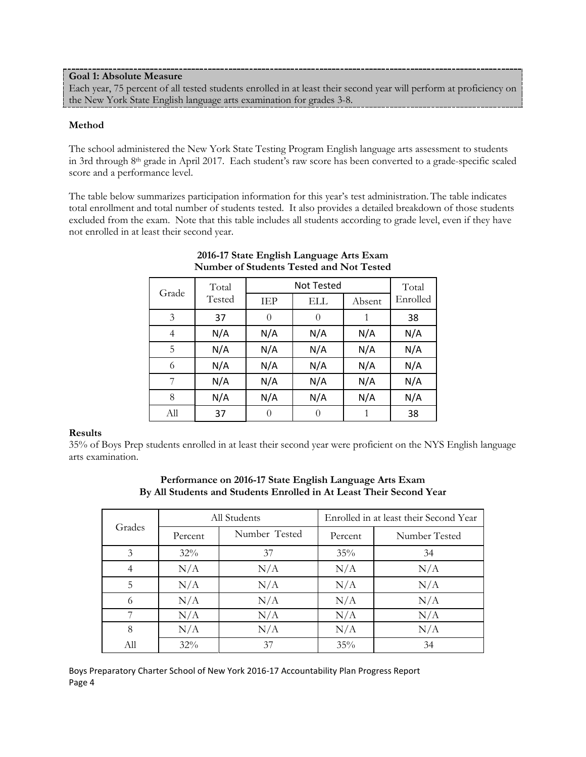**Goal 1: Absolute Measure**

Each year, 75 percent of all tested students enrolled in at least their second year will perform at proficiency on the New York State English language arts examination for grades 3-8.

**Method**

The school administered the New York State Testing Program English language arts assessment to students in 3rd through 8th grade in April 2017. Each student's raw score has been converted to a grade-specific scaled score and a performance level.

The table below summarizes participation information for this year's test administration. The table indicates total enrollment and total number of students tested. It also provides a detailed breakdown of those students excluded from the exam. Note that this table includes all students according to grade level, even if they have not enrolled in at least their second year.

**2016-17 State English Language Arts Exam**
**Number of Students Tested and Not Tested**

| Grade | Total Tested | Not Tested | | | Total Enrolled |
|---|---|---|---|---|---|
| | | IEP | ELL | Absent | |
| 3 | 37 | 0 | 0 | 1 | 38 |
| 4 | N/A | N/A | N/A | N/A | N/A |
| 5 | N/A | N/A | N/A | N/A | N/A |
| 6 | N/A | N/A | N/A | N/A | N/A |
| 7 | N/A | N/A | N/A | N/A | N/A |
| 8 | N/A | N/A | N/A | N/A | N/A |
| All | 37 | 0 | 0 | 1 | 38 |

**Results**

35% of Boys Prep students enrolled in at least their second year were proficient on the NYS English language arts examination.

**Performance on 2016-17 State English Language Arts Exam**
**By All Students and Students Enrolled in At Least Their Second Year**

| Grades | All Students | | Enrolled in at least their Second Year | |
|---|---|---|---|---|
| | Percent | Number Tested | Percent | Number Tested |
| 3 | 32% | 37 | 35% | 34 |
| 4 | N/A | N/A | N/A | N/A |
| 5 | N/A | N/A | N/A | N/A |
| 6 | N/A | N/A | N/A | N/A |
| 7 | N/A | N/A | N/A | N/A |
| 8 | N/A | N/A | N/A | N/A |
| All | 32% | 37 | 35% | 34 |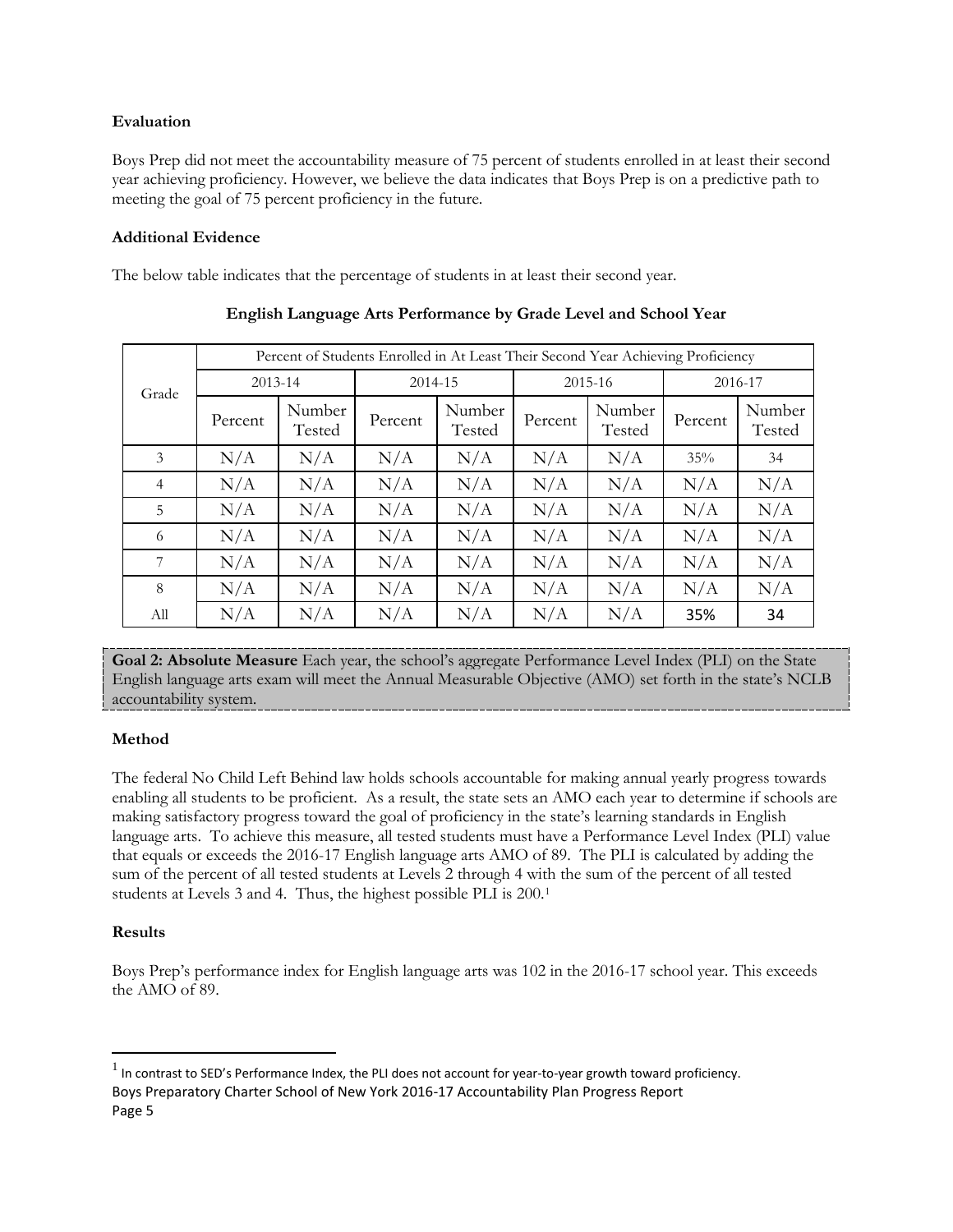**Evaluation**

Boys Prep did not meet the accountability measure of 75 percent of students enrolled in at least their second year achieving proficiency. However, we believe the data indicates that Boys Prep is on a predictive path to meeting the goal of 75 percent proficiency in the future.

**Additional Evidence**

The below table indicates that the percentage of students in at least their second year.

**English Language Arts Performance by Grade Level and School Year**

| Grade | Percent of Students Enrolled in At Least Their Second Year Achieving Proficiency | | | | | | | |
|---|---|---|---|---|---|---|---|---|
| | 2013-14 | | 2014-15 | | 2015-16 | | 2016-17 | |
| | Percent | Number Tested | Percent | Number Tested | Percent | Number Tested | Percent | Number Tested |
| 3 | N/A | N/A | N/A | N/A | N/A | N/A | 35% | 34 |
| 4 | N/A | N/A | N/A | N/A | N/A | N/A | N/A | N/A |
| 5 | N/A | N/A | N/A | N/A | N/A | N/A | N/A | N/A |
| 6 | N/A | N/A | N/A | N/A | N/A | N/A | N/A | N/A |
| 7 | N/A | N/A | N/A | N/A | N/A | N/A | N/A | N/A |
| 8 | N/A | N/A | N/A | N/A | N/A | N/A | N/A | N/A |
| All | N/A | N/A | N/A | N/A | N/A | N/A | 35% | 34 |

**Goal 2: Absolute Measure** Each year, the school's aggregate Performance Level Index (PLI) on the State English language arts exam will meet the Annual Measurable Objective (AMO) set forth in the state's NCLB accountability system.

**Method**

The federal No Child Left Behind law holds schools accountable for making annual yearly progress towards enabling all students to be proficient. As a result, the state sets an AMO each year to determine if schools are making satisfactory progress toward the goal of proficiency in the state's learning standards in English language arts. To achieve this measure, all tested students must have a Performance Level Index (PLI) value that equals or exceeds the 2016-17 English language arts AMO of 89. The PLI is calculated by adding the sum of the percent of all tested students at Levels 2 through 4 with the sum of the percent of all tested students at Levels 3 and 4. Thus, the highest possible PLI is 200.[1]

**Results**

Boys Prep's performance index for English language arts was 102 in the 2016-17 school year. This exceeds the AMO of 89.

[1] In contrast to SED's Performance Index, the PLI does not account for year-to-year growth toward proficiency.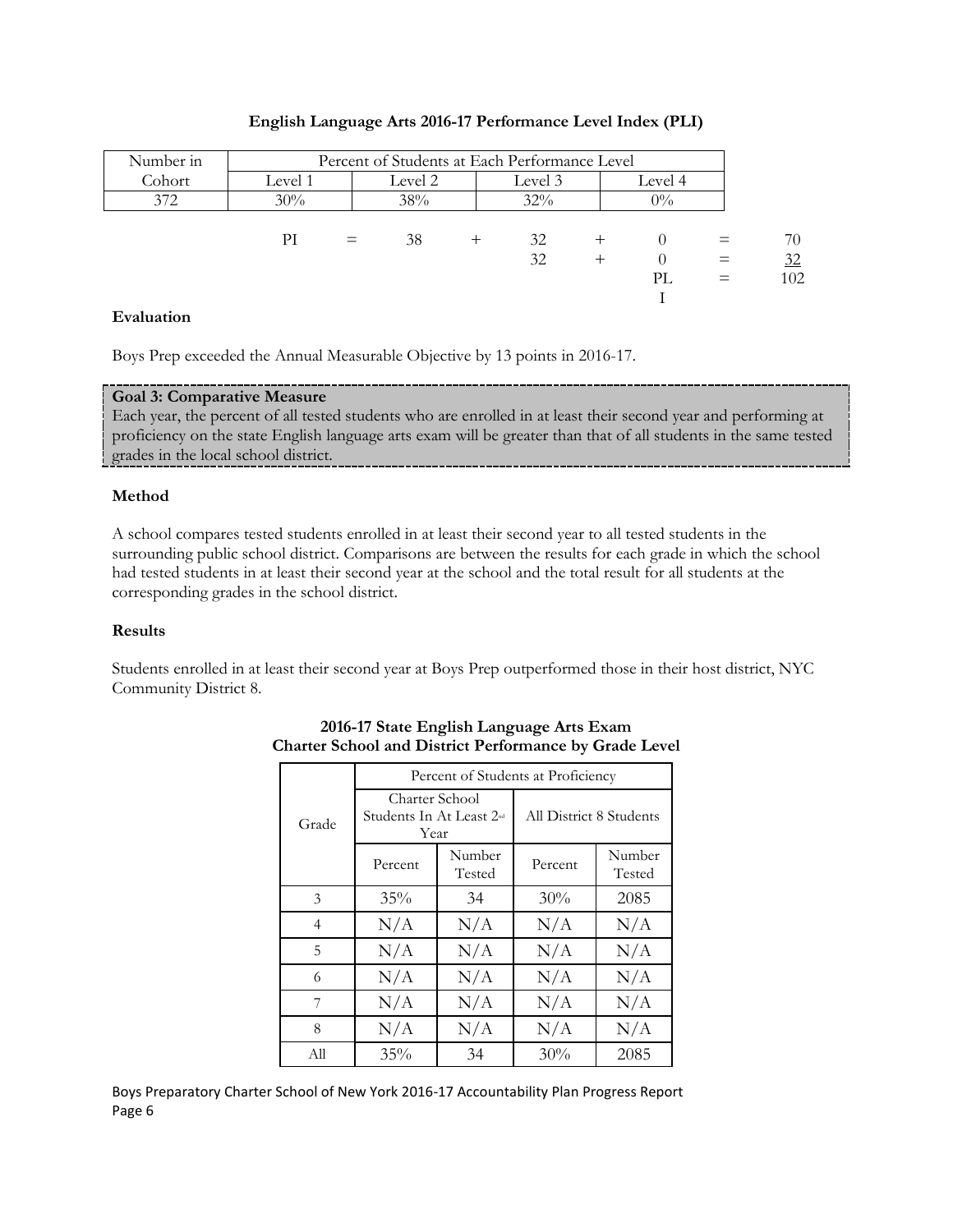### English Language Arts 2016-17 Performance Level Index (PLI)

| Number in Cohort | Percent of Students at Each Performance Level | | | |
|---|---|---|---|---|
| | Level 1 | Level 2 | Level 3 | Level 4 |
| 372 | 30% | 38% | 32% | 0% |

| | | | | | | | | |
|---|---|---|---|---|---|---|---|---|
| PI | = | 38 | + | 32 | + | 0 | = | 70 |
| | | | | 32 | + | 0 | = | 32 |
| | | | | | | PLI | = | 102 |

**Evaluation**

Boys Prep exceeded the Annual Measurable Objective by 13 points in 2016-17.

**Goal 3: Comparative Measure**
Each year, the percent of all tested students who are enrolled in at least their second year and performing at proficiency on the state English language arts exam will be greater than that of all students in the same tested grades in the local school district.

**Method**

A school compares tested students enrolled in at least their second year to all tested students in the surrounding public school district. Comparisons are between the results for each grade in which the school had tested students in at least their second year at the school and the total result for all students at the corresponding grades in the school district.

**Results**

Students enrolled in at least their second year at Boys Prep outperformed those in their host district, NYC Community District 8.

**2016-17 State English Language Arts Exam**
**Charter School and District Performance by Grade Level**

| Grade | Percent of Students at Proficiency | | | |
|---|---|---|---|---|
| | Charter School Students In At Least 2nd Year | | All District 8 Students | |
| | Percent | Number Tested | Percent | Number Tested |
| 3 | 35% | 34 | 30% | 2085 |
| 4 | N/A | N/A | N/A | N/A |
| 5 | N/A | N/A | N/A | N/A |
| 6 | N/A | N/A | N/A | N/A |
| 7 | N/A | N/A | N/A | N/A |
| 8 | N/A | N/A | N/A | N/A |
| All | 35% | 34 | 30% | 2085 |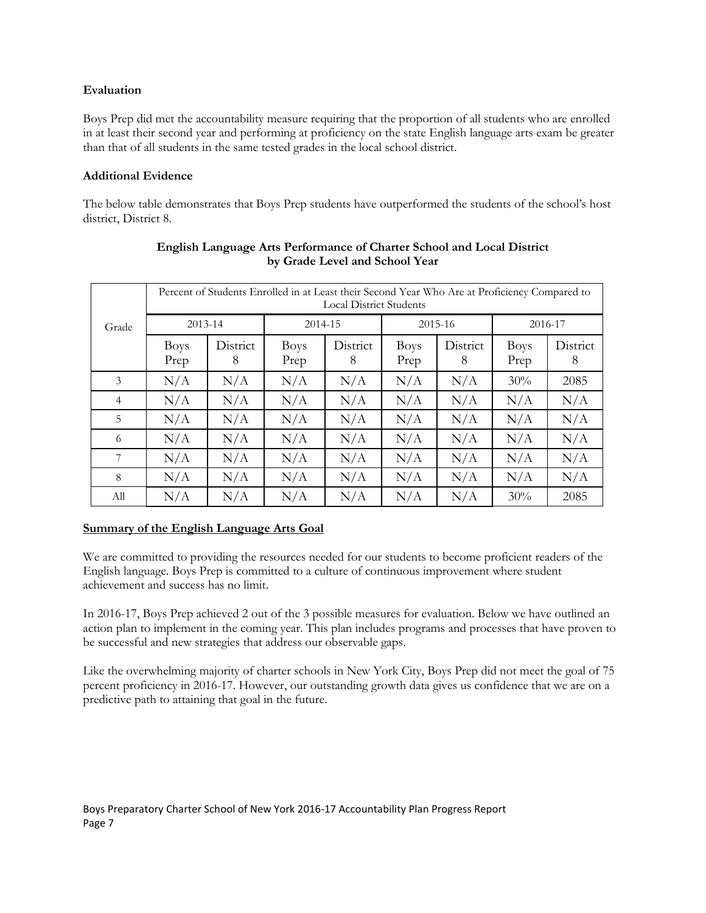**Evaluation**

Boys Prep did met the accountability measure requiring that the proportion of all students who are enrolled in at least their second year and performing at proficiency on the state English language arts exam be greater than that of all students in the same tested grades in the local school district.

**Additional Evidence**

The below table demonstrates that Boys Prep students have outperformed the students of the school's host district, District 8.

**English Language Arts Performance of Charter School and Local District by Grade Level and School Year**

| Grade | Percent of Students Enrolled in at Least their Second Year Who Are at Proficiency Compared to Local District Students | | | | | | | |
|---|---|---|---|---|---|---|---|---|
| | 2013-14 | | 2014-15 | | 2015-16 | | 2016-17 | |
| | Boys Prep | District 8 | Boys Prep | District 8 | Boys Prep | District 8 | Boys Prep | District 8 |
| 3 | N/A | N/A | N/A | N/A | N/A | N/A | 30% | 2085 |
| 4 | N/A | N/A | N/A | N/A | N/A | N/A | N/A | N/A |
| 5 | N/A | N/A | N/A | N/A | N/A | N/A | N/A | N/A |
| 6 | N/A | N/A | N/A | N/A | N/A | N/A | N/A | N/A |
| 7 | N/A | N/A | N/A | N/A | N/A | N/A | N/A | N/A |
| 8 | N/A | N/A | N/A | N/A | N/A | N/A | N/A | N/A |
| All | N/A | N/A | N/A | N/A | N/A | N/A | 30% | 2085 |

**Summary of the English Language Arts Goal**

We are committed to providing the resources needed for our students to become proficient readers of the English language. Boys Prep is committed to a culture of continuous improvement where student achievement and success has no limit.

In 2016-17, Boys Prep achieved 2 out of the 3 possible measures for evaluation. Below we have outlined an action plan to implement in the coming year. This plan includes programs and processes that have proven to be successful and new strategies that address our observable gaps.

Like the overwhelming majority of charter schools in New York City, Boys Prep did not meet the goal of 75 percent proficiency in 2016-17. However, our outstanding growth data gives us confidence that we are on a predictive path to attaining that goal in the future.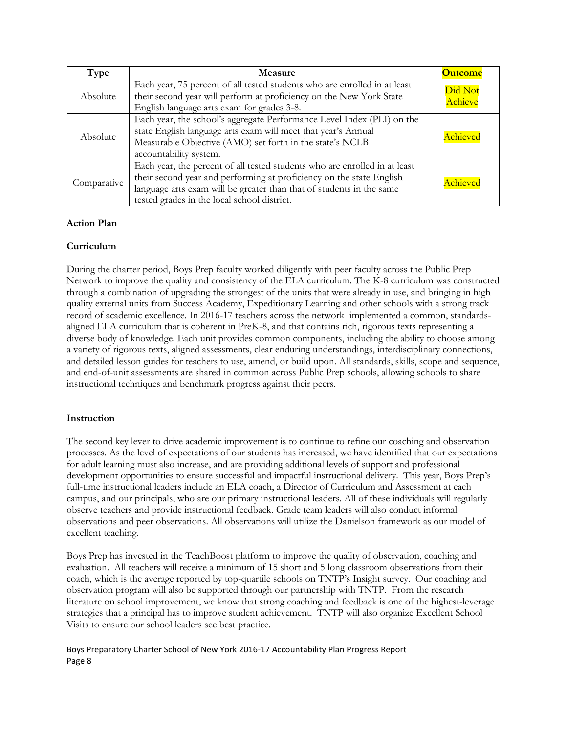| Type | Measure | Outcome |
|---|---|---|
| Absolute | Each year, 75 percent of all tested students who are enrolled in at least their second year will perform at proficiency on the New York State English language arts exam for grades 3-8. | Did Not Achieve |
| Absolute | Each year, the school's aggregate Performance Level Index (PLI) on the state English language arts exam will meet that year's Annual Measurable Objective (AMO) set forth in the state's NCLB accountability system. | Achieved |
| Comparative | Each year, the percent of all tested students who are enrolled in at least their second year and performing at proficiency on the state English language arts exam will be greater than that of students in the same tested grades in the local school district. | Achieved |

**Action Plan**

**Curriculum**

During the charter period, Boys Prep faculty worked diligently with peer faculty across the Public Prep Network to improve the quality and consistency of the ELA curriculum. The K-8 curriculum was constructed through a combination of upgrading the strongest of the units that were already in use, and bringing in high quality external units from Success Academy, Expeditionary Learning and other schools with a strong track record of academic excellence. In 2016-17 teachers across the network implemented a common, standards-aligned ELA curriculum that is coherent in PreK-8, and that contains rich, rigorous texts representing a diverse body of knowledge. Each unit provides common components, including the ability to choose among a variety of rigorous texts, aligned assessments, clear enduring understandings, interdisciplinary connections, and detailed lesson guides for teachers to use, amend, or build upon. All standards, skills, scope and sequence, and end-of-unit assessments are shared in common across Public Prep schools, allowing schools to share instructional techniques and benchmark progress against their peers.

**Instruction**

The second key lever to drive academic improvement is to continue to refine our coaching and observation processes. As the level of expectations of our students has increased, we have identified that our expectations for adult learning must also increase, and are providing additional levels of support and professional development opportunities to ensure successful and impactful instructional delivery. This year, Boys Prep's full-time instructional leaders include an ELA coach, a Director of Curriculum and Assessment at each campus, and our principals, who are our primary instructional leaders. All of these individuals will regularly observe teachers and provide instructional feedback. Grade team leaders will also conduct informal observations and peer observations. All observations will utilize the Danielson framework as our model of excellent teaching.

Boys Prep has invested in the TeachBoost platform to improve the quality of observation, coaching and evaluation. All teachers will receive a minimum of 15 short and 5 long classroom observations from their coach, which is the average reported by top-quartile schools on TNTP's Insight survey. Our coaching and observation program will also be supported through our partnership with TNTP. From the research literature on school improvement, we know that strong coaching and feedback is one of the highest-leverage strategies that a principal has to improve student achievement. TNTP will also organize Excellent School Visits to ensure our school leaders see best practice.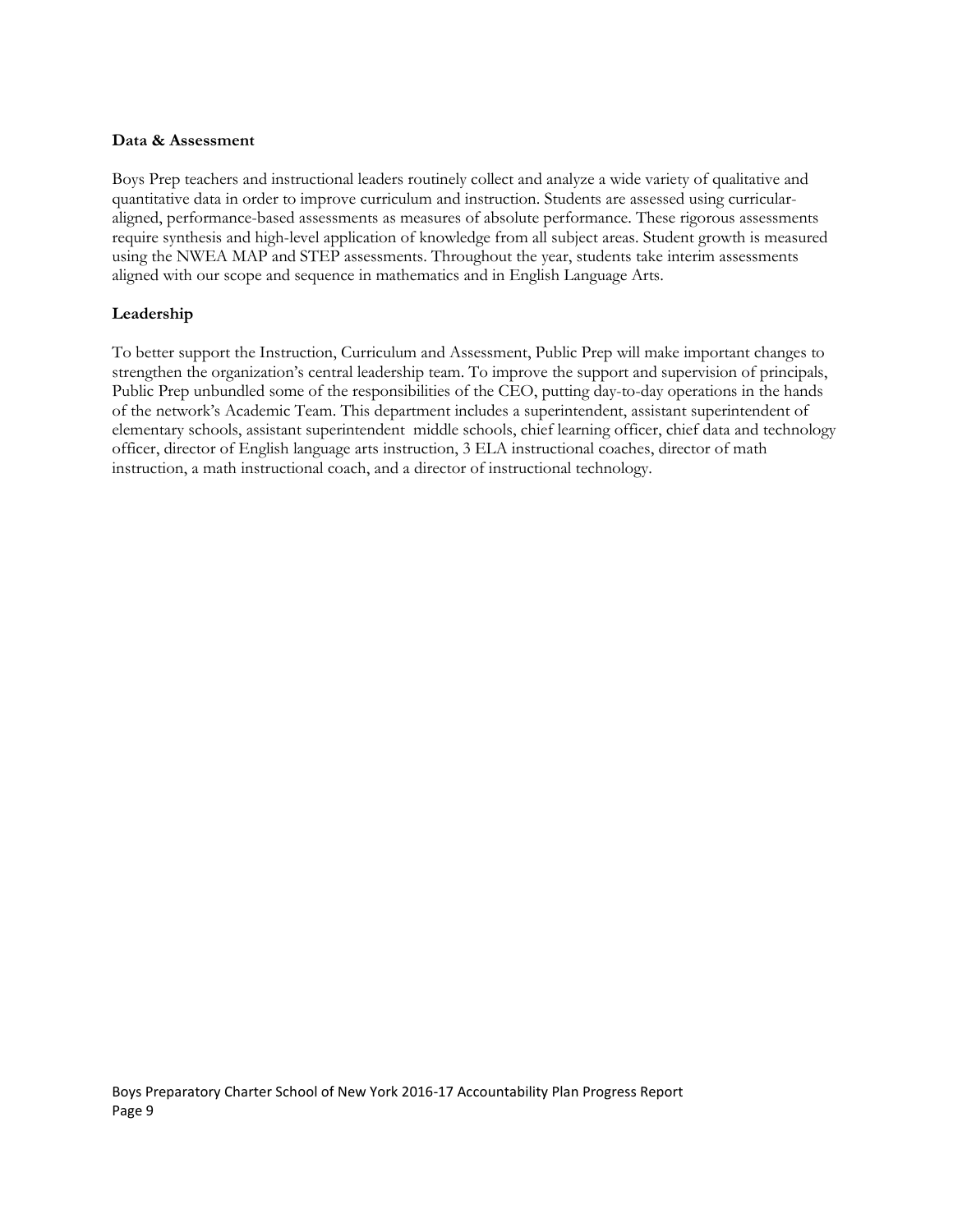**Data & Assessment**

Boys Prep teachers and instructional leaders routinely collect and analyze a wide variety of qualitative and quantitative data in order to improve curriculum and instruction. Students are assessed using curricular-aligned, performance-based assessments as measures of absolute performance. These rigorous assessments require synthesis and high-level application of knowledge from all subject areas. Student growth is measured using the NWEA MAP and STEP assessments. Throughout the year, students take interim assessments aligned with our scope and sequence in mathematics and in English Language Arts.

**Leadership**

To better support the Instruction, Curriculum and Assessment, Public Prep will make important changes to strengthen the organization's central leadership team. To improve the support and supervision of principals, Public Prep unbundled some of the responsibilities of the CEO, putting day-to-day operations in the hands of the network's Academic Team. This department includes a superintendent, assistant superintendent of elementary schools, assistant superintendent middle schools, chief learning officer, chief data and technology officer, director of English language arts instruction, 3 ELA instructional coaches, director of math instruction, a math instructional coach, and a director of instructional technology.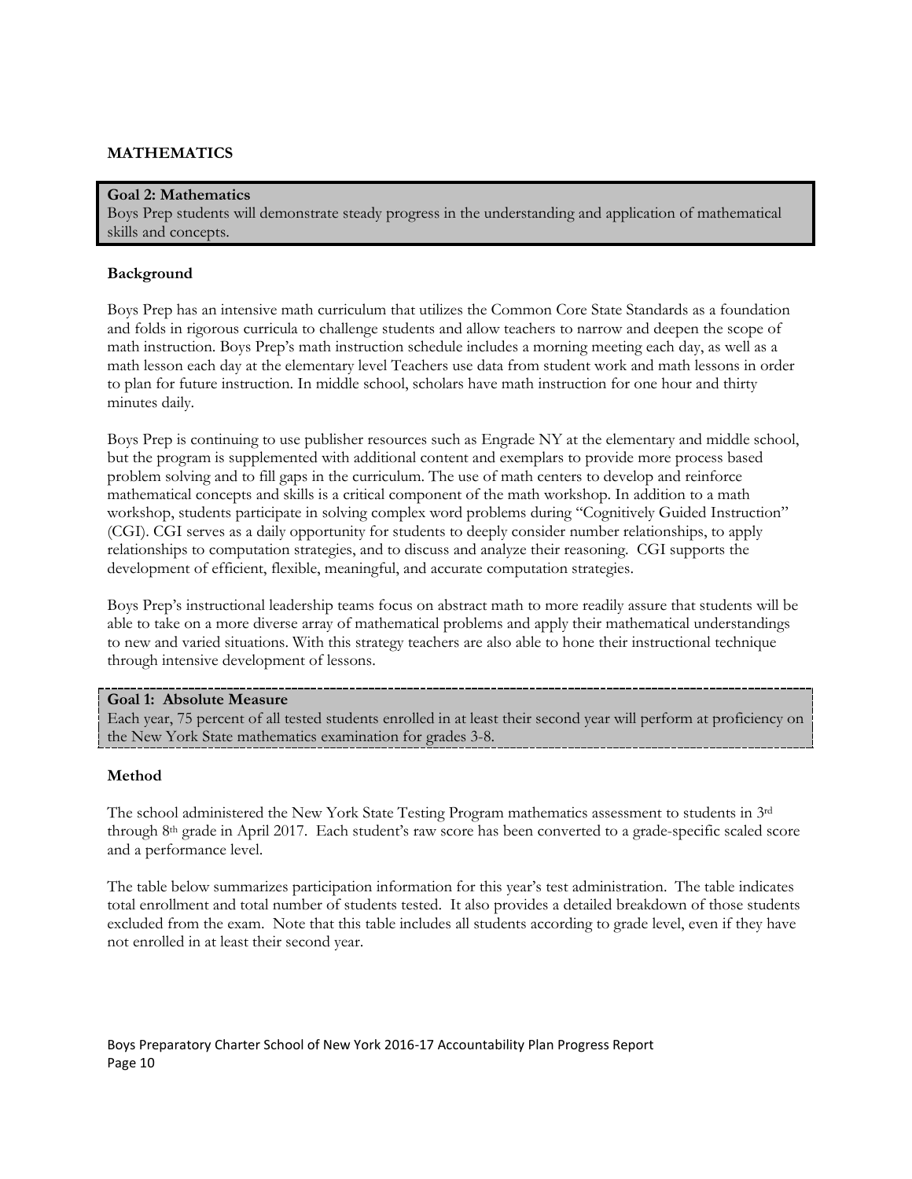## MATHEMATICS

**Goal 2: Mathematics**
Boys Prep students will demonstrate steady progress in the understanding and application of mathematical skills and concepts.

### Background

Boys Prep has an intensive math curriculum that utilizes the Common Core State Standards as a foundation and folds in rigorous curricula to challenge students and allow teachers to narrow and deepen the scope of math instruction. Boys Prep's math instruction schedule includes a morning meeting each day, as well as a math lesson each day at the elementary level Teachers use data from student work and math lessons in order to plan for future instruction. In middle school, scholars have math instruction for one hour and thirty minutes daily.

Boys Prep is continuing to use publisher resources such as Engrade NY at the elementary and middle school, but the program is supplemented with additional content and exemplars to provide more process based problem solving and to fill gaps in the curriculum. The use of math centers to develop and reinforce mathematical concepts and skills is a critical component of the math workshop. In addition to a math workshop, students participate in solving complex word problems during "Cognitively Guided Instruction" (CGI). CGI serves as a daily opportunity for students to deeply consider number relationships, to apply relationships to computation strategies, and to discuss and analyze their reasoning. CGI supports the development of efficient, flexible, meaningful, and accurate computation strategies.

Boys Prep's instructional leadership teams focus on abstract math to more readily assure that students will be able to take on a more diverse array of mathematical problems and apply their mathematical understandings to new and varied situations. With this strategy teachers are also able to hone their instructional technique through intensive development of lessons.

**Goal 1: Absolute Measure**
Each year, 75 percent of all tested students enrolled in at least their second year will perform at proficiency on the New York State mathematics examination for grades 3-8.

### Method

The school administered the New York State Testing Program mathematics assessment to students in 3rd through 8th grade in April 2017. Each student's raw score has been converted to a grade-specific scaled score and a performance level.

The table below summarizes participation information for this year's test administration. The table indicates total enrollment and total number of students tested. It also provides a detailed breakdown of those students excluded from the exam. Note that this table includes all students according to grade level, even if they have not enrolled in at least their second year.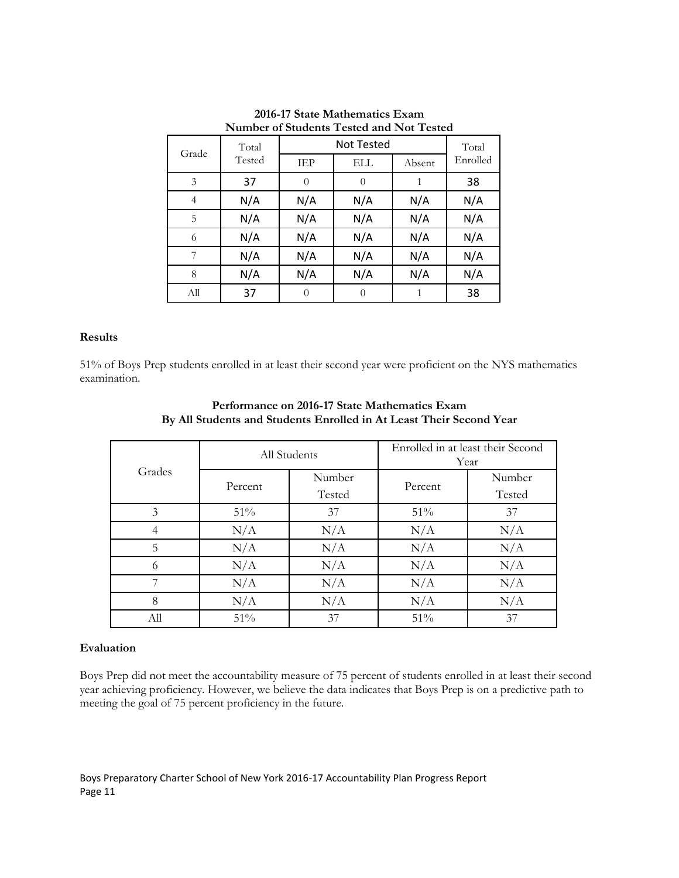**2016-17 State Mathematics Exam**
**Number of Students Tested and Not Tested**

| Grade | Total Tested | Not Tested | | | Total Enrolled |
|---|---|---|---|---|---|
| | | IEP | ELL | Absent | |
| 3 | 37 | 0 | 0 | 1 | 38 |
| 4 | N/A | N/A | N/A | N/A | N/A |
| 5 | N/A | N/A | N/A | N/A | N/A |
| 6 | N/A | N/A | N/A | N/A | N/A |
| 7 | N/A | N/A | N/A | N/A | N/A |
| 8 | N/A | N/A | N/A | N/A | N/A |
| All | 37 | 0 | 0 | 1 | 38 |

**Results**

51% of Boys Prep students enrolled in at least their second year were proficient on the NYS mathematics examination.

**Performance on 2016-17 State Mathematics Exam**
**By All Students and Students Enrolled in At Least Their Second Year**

| Grades | All Students | | Enrolled in at least their Second Year | |
|---|---|---|---|---|
| | Percent | Number Tested | Percent | Number Tested |
| 3 | 51% | 37 | 51% | 37 |
| 4 | N/A | N/A | N/A | N/A |
| 5 | N/A | N/A | N/A | N/A |
| 6 | N/A | N/A | N/A | N/A |
| 7 | N/A | N/A | N/A | N/A |
| 8 | N/A | N/A | N/A | N/A |
| All | 51% | 37 | 51% | 37 |

**Evaluation**

Boys Prep did not meet the accountability measure of 75 percent of students enrolled in at least their second year achieving proficiency. However, we believe the data indicates that Boys Prep is on a predictive path to meeting the goal of 75 percent proficiency in the future.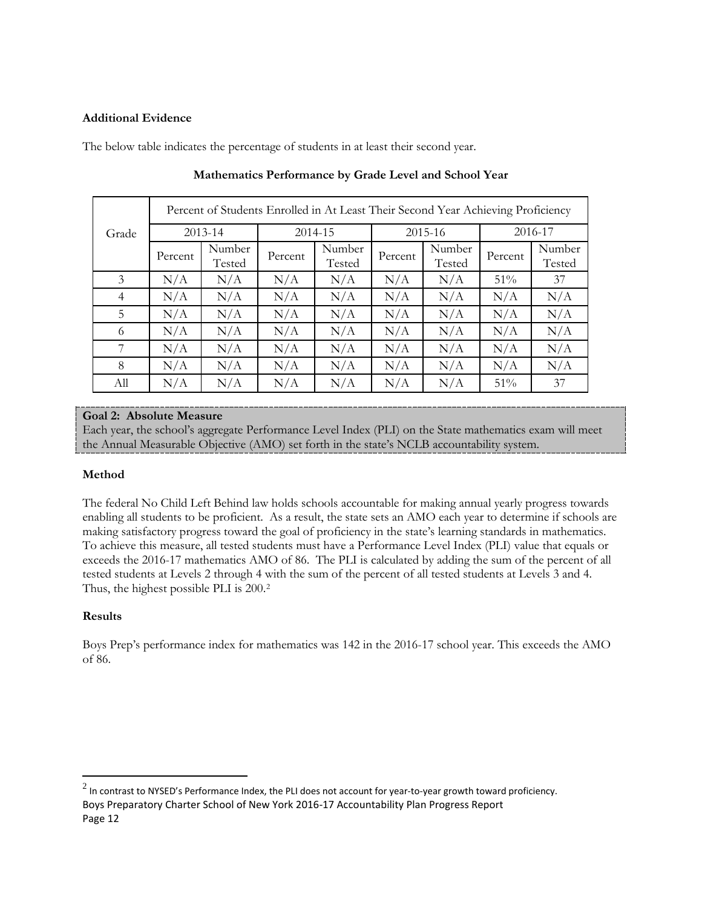**Additional Evidence**

The below table indicates the percentage of students in at least their second year.

**Mathematics Performance by Grade Level and School Year**

| Grade | Percent of Students Enrolled in At Least Their Second Year Achieving Proficiency | | | | | | | |
|---|---|---|---|---|---|---|---|---|
| | 2013-14 | | 2014-15 | | 2015-16 | | 2016-17 | |
| | Percent | Number Tested | Percent | Number Tested | Percent | Number Tested | Percent | Number Tested |
| 3 | N/A | N/A | N/A | N/A | N/A | N/A | 51% | 37 |
| 4 | N/A | N/A | N/A | N/A | N/A | N/A | N/A | N/A |
| 5 | N/A | N/A | N/A | N/A | N/A | N/A | N/A | N/A |
| 6 | N/A | N/A | N/A | N/A | N/A | N/A | N/A | N/A |
| 7 | N/A | N/A | N/A | N/A | N/A | N/A | N/A | N/A |
| 8 | N/A | N/A | N/A | N/A | N/A | N/A | N/A | N/A |
| All | N/A | N/A | N/A | N/A | N/A | N/A | 51% | 37 |

**Goal 2: Absolute Measure**
Each year, the school's aggregate Performance Level Index (PLI) on the State mathematics exam will meet the Annual Measurable Objective (AMO) set forth in the state's NCLB accountability system.

**Method**

The federal No Child Left Behind law holds schools accountable for making annual yearly progress towards enabling all students to be proficient. As a result, the state sets an AMO each year to determine if schools are making satisfactory progress toward the goal of proficiency in the state's learning standards in mathematics. To achieve this measure, all tested students must have a Performance Level Index (PLI) value that equals or exceeds the 2016-17 mathematics AMO of 86. The PLI is calculated by adding the sum of the percent of all tested students at Levels 2 through 4 with the sum of the percent of all tested students at Levels 3 and 4. Thus, the highest possible PLI is 200.[2]

**Results**

Boys Prep's performance index for mathematics was 142 in the 2016-17 school year. This exceeds the AMO of 86.

[2] In contrast to NYSED's Performance Index, the PLI does not account for year-to-year growth toward proficiency.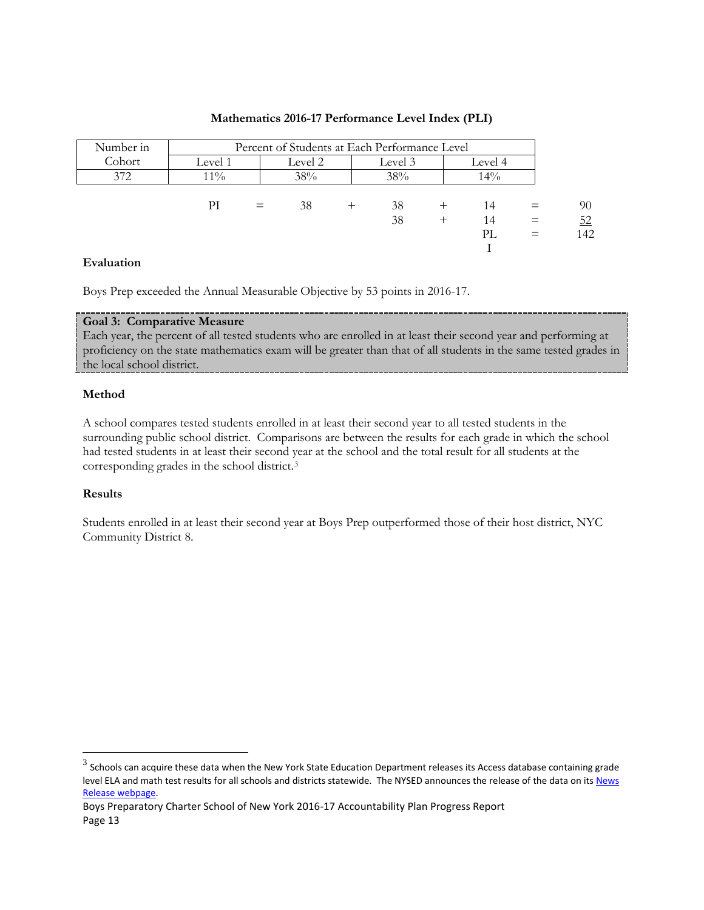**Mathematics 2016-17 Performance Level Index (PLI)**

| Number in Cohort | Percent of Students at Each Performance Level | | | |
|---|---|---|---|---|
| | Level 1 | Level 2 | Level 3 | Level 4 |
| 372 | 11% | 38% | 38% | 14% |

| | | | | | | | | |
|---|---|---|---|---|---|---|---|---|
| PI | = | 38 | + | 38 | + | 14 | = | 90 |
| | | | | 38 | + | 14 | = | 52 |
| | | | | | | PLI | = | 142 |

**Evaluation**

Boys Prep exceeded the Annual Measurable Objective by 53 points in 2016-17.

**Goal 3: Comparative Measure**
Each year, the percent of all tested students who are enrolled in at least their second year and performing at proficiency on the state mathematics exam will be greater than that of all students in the same tested grades in the local school district.

**Method**

A school compares tested students enrolled in at least their second year to all tested students in the surrounding public school district. Comparisons are between the results for each grade in which the school had tested students in at least their second year at the school and the total result for all students at the corresponding grades in the school district.[3]

**Results**

Students enrolled in at least their second year at Boys Prep outperformed those of their host district, NYC Community District 8.

[3] Schools can acquire these data when the New York State Education Department releases its Access database containing grade level ELA and math test results for all schools and districts statewide. The NYSED announces the release of the data on its News Release webpage.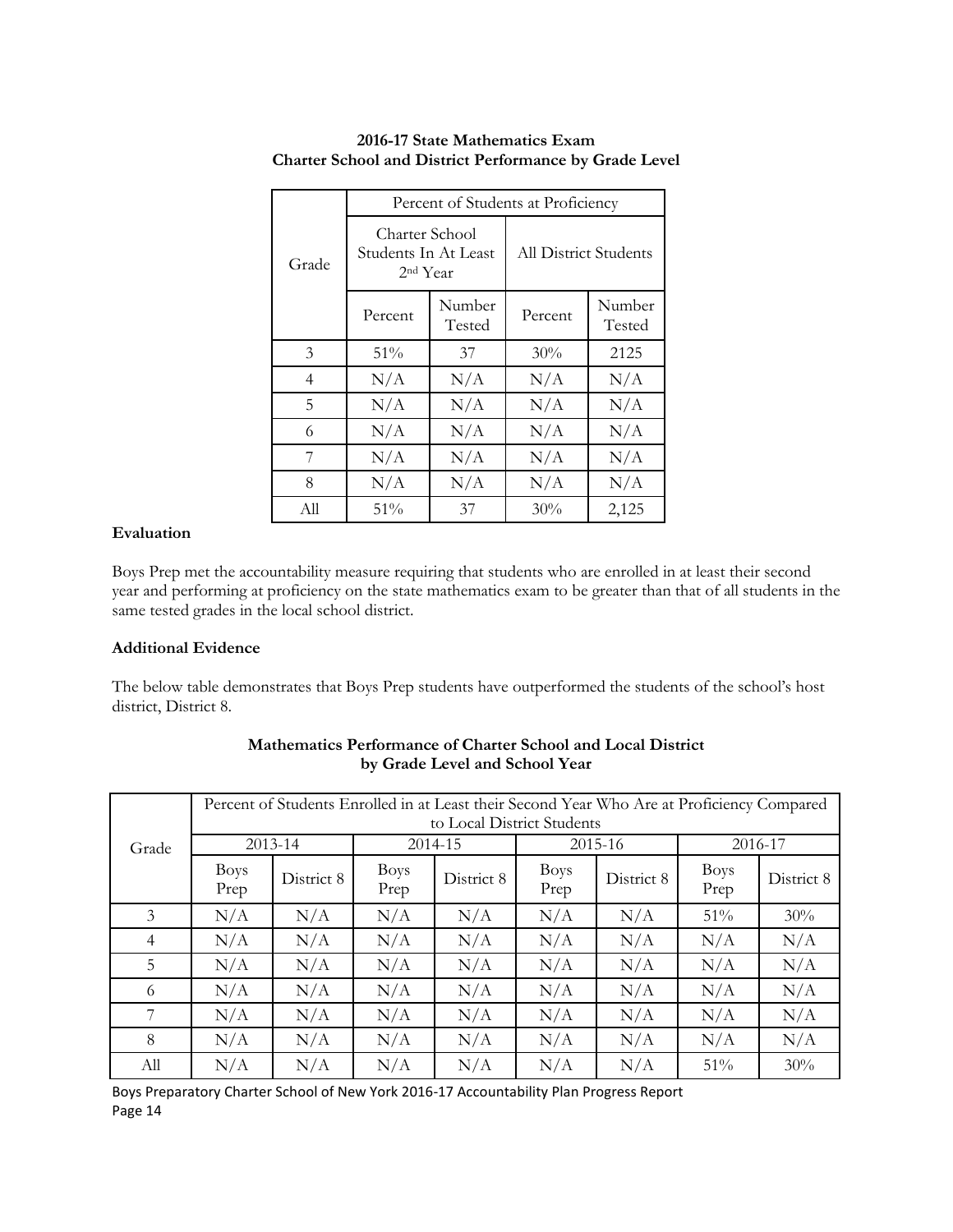**2016-17 State Mathematics Exam**
**Charter School and District Performance by Grade Level**

| Grade | Percent of Students at Proficiency | | | |
|---|---|---|---|---|
| | Charter School Students In At Least 2nd Year | | All District Students | |
| | Percent | Number Tested | Percent | Number Tested |
| 3 | 51% | 37 | 30% | 2125 |
| 4 | N/A | N/A | N/A | N/A |
| 5 | N/A | N/A | N/A | N/A |
| 6 | N/A | N/A | N/A | N/A |
| 7 | N/A | N/A | N/A | N/A |
| 8 | N/A | N/A | N/A | N/A |
| All | 51% | 37 | 30% | 2,125 |

**Evaluation**

Boys Prep met the accountability measure requiring that students who are enrolled in at least their second year and performing at proficiency on the state mathematics exam to be greater than that of all students in the same tested grades in the local school district.

**Additional Evidence**

The below table demonstrates that Boys Prep students have outperformed the students of the school's host district, District 8.

**Mathematics Performance of Charter School and Local District**
**by Grade Level and School Year**

| Grade | Percent of Students Enrolled in at Least their Second Year Who Are at Proficiency Compared to Local District Students | | | | | | | |
|---|---|---|---|---|---|---|---|---|
| | 2013-14 | | 2014-15 | | 2015-16 | | 2016-17 | |
| | Boys Prep | District 8 | Boys Prep | District 8 | Boys Prep | District 8 | Boys Prep | District 8 |
| 3 | N/A | N/A | N/A | N/A | N/A | N/A | 51% | 30% |
| 4 | N/A | N/A | N/A | N/A | N/A | N/A | N/A | N/A |
| 5 | N/A | N/A | N/A | N/A | N/A | N/A | N/A | N/A |
| 6 | N/A | N/A | N/A | N/A | N/A | N/A | N/A | N/A |
| 7 | N/A | N/A | N/A | N/A | N/A | N/A | N/A | N/A |
| 8 | N/A | N/A | N/A | N/A | N/A | N/A | N/A | N/A |
| All | N/A | N/A | N/A | N/A | N/A | N/A | 51% | 30% |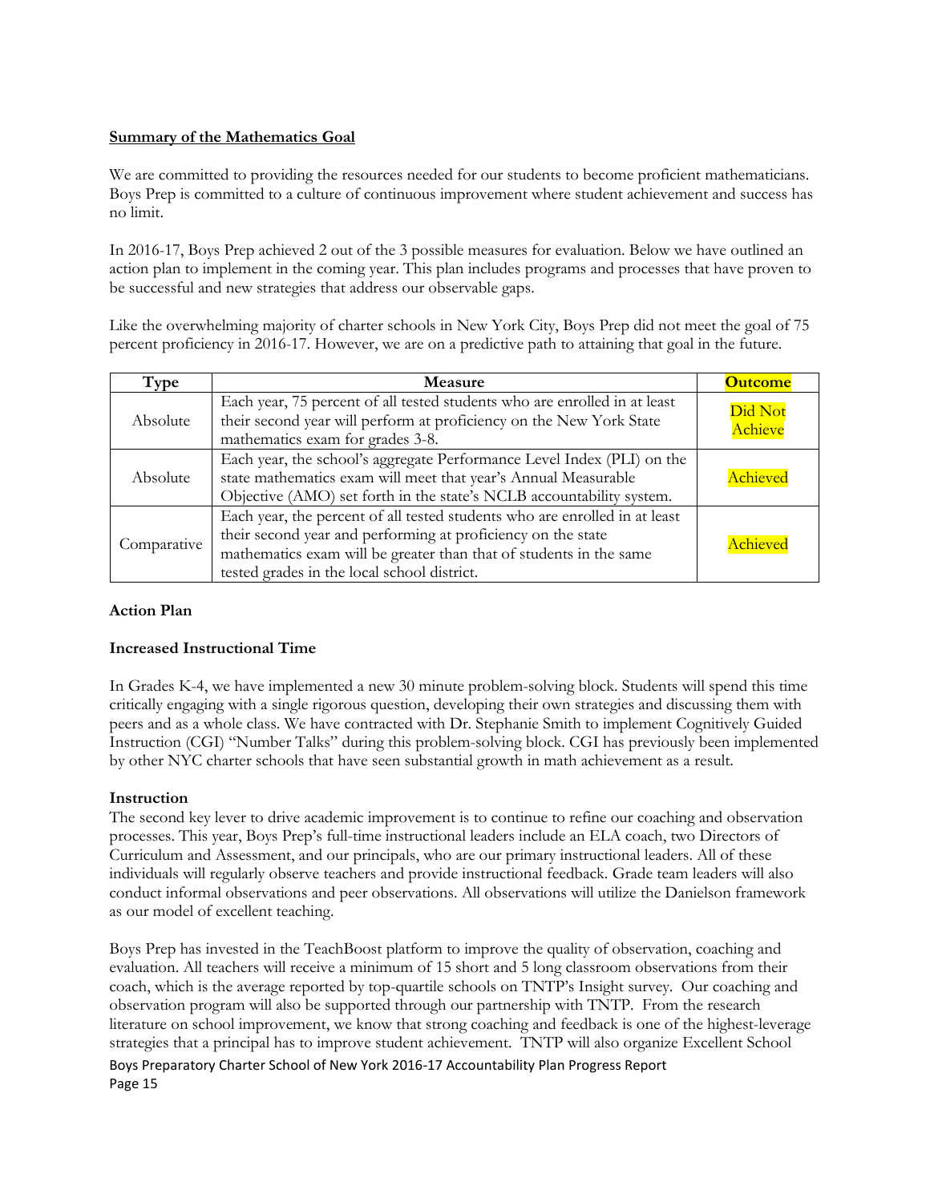**Summary of the Mathematics Goal**

We are committed to providing the resources needed for our students to become proficient mathematicians. Boys Prep is committed to a culture of continuous improvement where student achievement and success has no limit.

In 2016-17, Boys Prep achieved 2 out of the 3 possible measures for evaluation. Below we have outlined an action plan to implement in the coming year. This plan includes programs and processes that have proven to be successful and new strategies that address our observable gaps.

Like the overwhelming majority of charter schools in New York City, Boys Prep did not meet the goal of 75 percent proficiency in 2016-17. However, we are on a predictive path to attaining that goal in the future.

| Type | Measure | Outcome |
|---|---|---|
| Absolute | Each year, 75 percent of all tested students who are enrolled in at least their second year will perform at proficiency on the New York State mathematics exam for grades 3-8. | Did Not Achieve |
| Absolute | Each year, the school's aggregate Performance Level Index (PLI) on the state mathematics exam will meet that year's Annual Measurable Objective (AMO) set forth in the state's NCLB accountability system. | Achieved |
| Comparative | Each year, the percent of all tested students who are enrolled in at least their second year and performing at proficiency on the state mathematics exam will be greater than that of students in the same tested grades in the local school district. | Achieved |

**Action Plan**

**Increased Instructional Time**

In Grades K-4, we have implemented a new 30 minute problem-solving block. Students will spend this time critically engaging with a single rigorous question, developing their own strategies and discussing them with peers and as a whole class. We have contracted with Dr. Stephanie Smith to implement Cognitively Guided Instruction (CGI) "Number Talks" during this problem-solving block. CGI has previously been implemented by other NYC charter schools that have seen substantial growth in math achievement as a result.

**Instruction**

The second key lever to drive academic improvement is to continue to refine our coaching and observation processes. This year, Boys Prep's full-time instructional leaders include an ELA coach, two Directors of Curriculum and Assessment, and our principals, who are our primary instructional leaders. All of these individuals will regularly observe teachers and provide instructional feedback. Grade team leaders will also conduct informal observations and peer observations. All observations will utilize the Danielson framework as our model of excellent teaching.

Boys Prep has invested in the TeachBoost platform to improve the quality of observation, coaching and evaluation. All teachers will receive a minimum of 15 short and 5 long classroom observations from their coach, which is the average reported by top-quartile schools on TNTP's Insight survey. Our coaching and observation program will also be supported through our partnership with TNTP. From the research literature on school improvement, we know that strong coaching and feedback is one of the highest-leverage strategies that a principal has to improve student achievement. TNTP will also organize Excellent School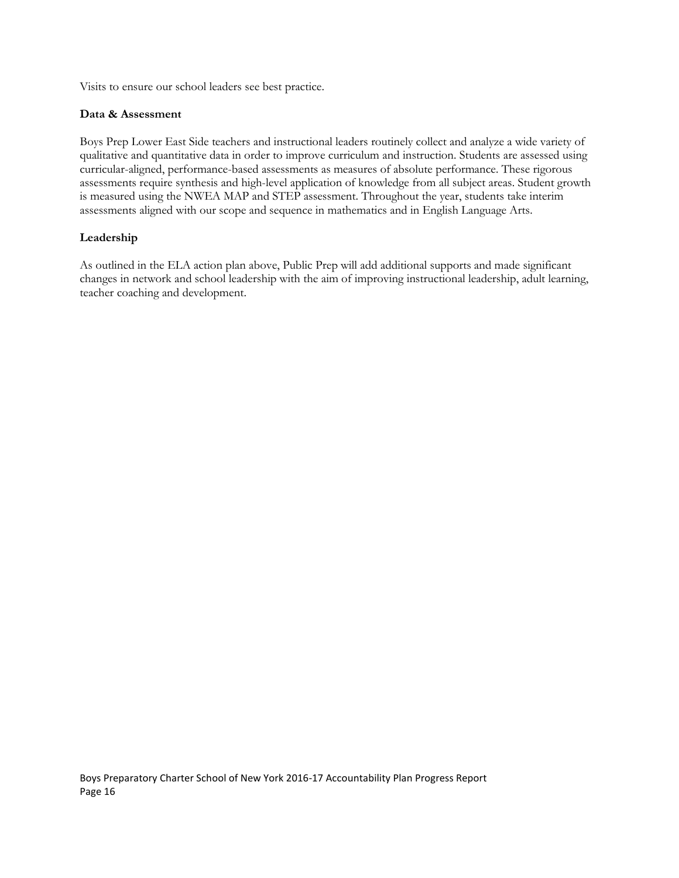Visits to ensure our school leaders see best practice.

**Data & Assessment**

Boys Prep Lower East Side teachers and instructional leaders routinely collect and analyze a wide variety of qualitative and quantitative data in order to improve curriculum and instruction. Students are assessed using curricular-aligned, performance-based assessments as measures of absolute performance. These rigorous assessments require synthesis and high-level application of knowledge from all subject areas. Student growth is measured using the NWEA MAP and STEP assessment. Throughout the year, students take interim assessments aligned with our scope and sequence in mathematics and in English Language Arts.

**Leadership**

As outlined in the ELA action plan above, Public Prep will add additional supports and made significant changes in network and school leadership with the aim of improving instructional leadership, adult learning, teacher coaching and development.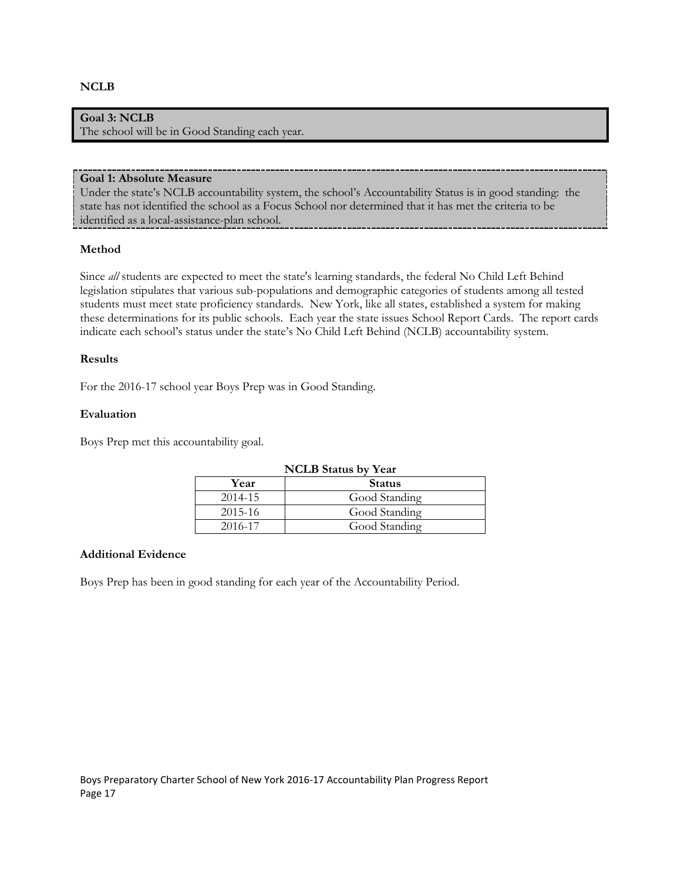## NCLB

**Goal 3: NCLB**
The school will be in Good Standing each year.

**Goal 1: Absolute Measure**
Under the state's NCLB accountability system, the school's Accountability Status is in good standing: the state has not identified the school as a Focus School nor determined that it has met the criteria to be identified as a local-assistance-plan school.

### Method

Since *all* students are expected to meet the state's learning standards, the federal No Child Left Behind legislation stipulates that various sub-populations and demographic categories of students among all tested students must meet state proficiency standards. New York, like all states, established a system for making these determinations for its public schools. Each year the state issues School Report Cards. The report cards indicate each school's status under the state's No Child Left Behind (NCLB) accountability system.

### Results

For the 2016-17 school year Boys Prep was in Good Standing.

### Evaluation

Boys Prep met this accountability goal.

**NCLB Status by Year**

| Year | Status |
|---|---|
| 2014-15 | Good Standing |
| 2015-16 | Good Standing |
| 2016-17 | Good Standing |

### Additional Evidence

Boys Prep has been in good standing for each year of the Accountability Period.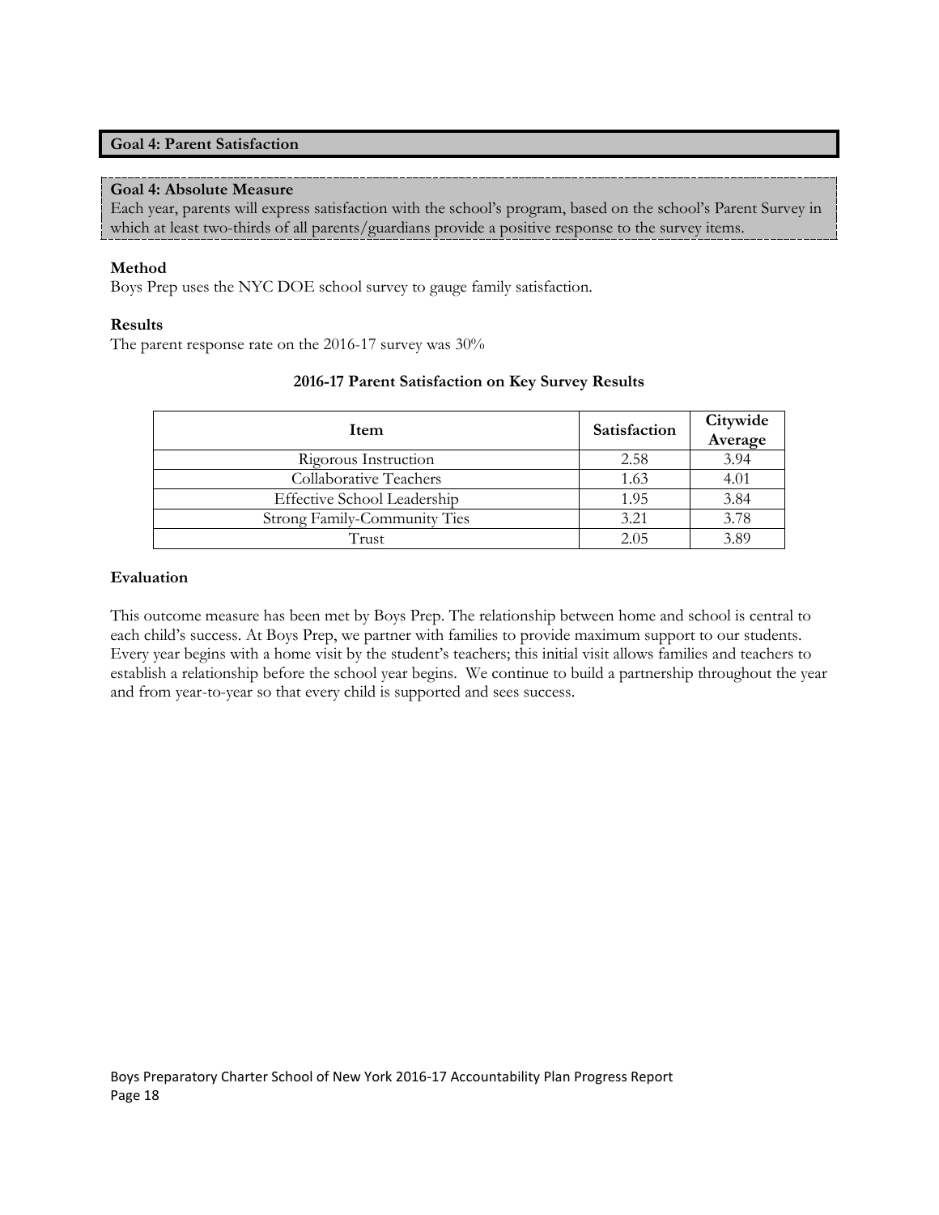## Goal 4: Parent Satisfaction

### Goal 4: Absolute Measure

Each year, parents will express satisfaction with the school's program, based on the school's Parent Survey in which at least two-thirds of all parents/guardians provide a positive response to the survey items.

**Method**

Boys Prep uses the NYC DOE school survey to gauge family satisfaction.

**Results**

The parent response rate on the 2016-17 survey was 30%

**2016-17 Parent Satisfaction on Key Survey Results**

| Item | Satisfaction | Citywide Average |
|---|---|---|
| Rigorous Instruction | 2.58 | 3.94 |
| Collaborative Teachers | 1.63 | 4.01 |
| Effective School Leadership | 1.95 | 3.84 |
| Strong Family-Community Ties | 3.21 | 3.78 |
| Trust | 2.05 | 3.89 |

**Evaluation**

This outcome measure has been met by Boys Prep. The relationship between home and school is central to each child's success. At Boys Prep, we partner with families to provide maximum support to our students. Every year begins with a home visit by the student's teachers; this initial visit allows families and teachers to establish a relationship before the school year begins. We continue to build a partnership throughout the year and from year-to-year so that every child is supported and sees success.